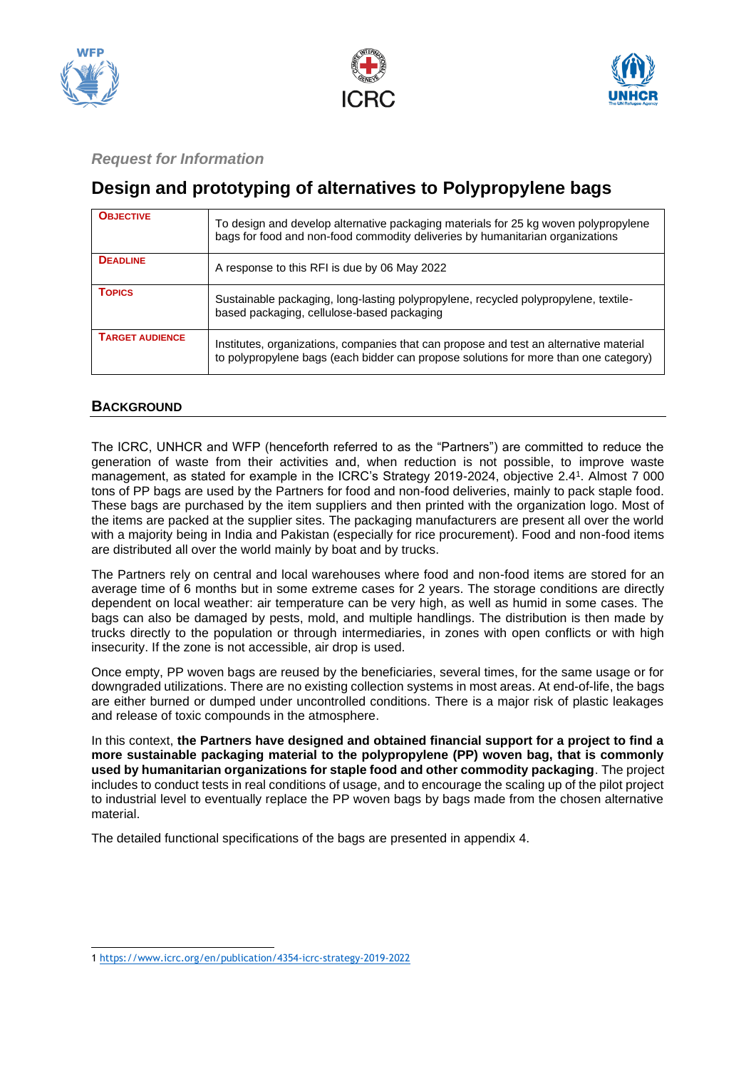*Request for Information*

# Design and prototyping of alternatives to Polypropylene bags

| | |
|---|---|
| **OBJECTIVE** | To design and develop alternative packaging materials for 25 kg woven polypropylene bags for food and non-food commodity deliveries by humanitarian organizations |
| **DEADLINE** | A response to this RFI is due by 06 May 2022 |
| **TOPICS** | Sustainable packaging, long-lasting polypropylene, recycled polypropylene, textile-based packaging, cellulose-based packaging |
| **TARGET AUDIENCE** | Institutes, organizations, companies that can propose and test an alternative material to polypropylene bags (each bidder can propose solutions for more than one category) |

## BACKGROUND

The ICRC, UNHCR and WFP (henceforth referred to as the "Partners") are committed to reduce the generation of waste from their activities and, when reduction is not possible, to improve waste management, as stated for example in the ICRC's Strategy 2019-2024, objective 2.4[1]. Almost 7 000 tons of PP bags are used by the Partners for food and non-food deliveries, mainly to pack staple food. These bags are purchased by the item suppliers and then printed with the organization logo. Most of the items are packed at the supplier sites. The packaging manufacturers are present all over the world with a majority being in India and Pakistan (especially for rice procurement). Food and non-food items are distributed all over the world mainly by boat and by trucks.

The Partners rely on central and local warehouses where food and non-food items are stored for an average time of 6 months but in some extreme cases for 2 years. The storage conditions are directly dependent on local weather: air temperature can be very high, as well as humid in some cases. The bags can also be damaged by pests, mold, and multiple handlings. The distribution is then made by trucks directly to the population or through intermediaries, in zones with open conflicts or with high insecurity. If the zone is not accessible, air drop is used.

Once empty, PP woven bags are reused by the beneficiaries, several times, for the same usage or for downgraded utilizations. There are no existing collection systems in most areas. At end-of-life, the bags are either burned or dumped under uncontrolled conditions. There is a major risk of plastic leakages and release of toxic compounds in the atmosphere.

In this context, **the Partners have designed and obtained financial support for a project to find a more sustainable packaging material to the polypropylene (PP) woven bag, that is commonly used by humanitarian organizations for staple food and other commodity packaging**. The project includes to conduct tests in real conditions of usage, and to encourage the scaling up of the pilot project to industrial level to eventually replace the PP woven bags by bags made from the chosen alternative material.

The detailed functional specifications of the bags are presented in appendix 4.

---

1 https://www.icrc.org/en/publication/4354-icrc-strategy-2019-2022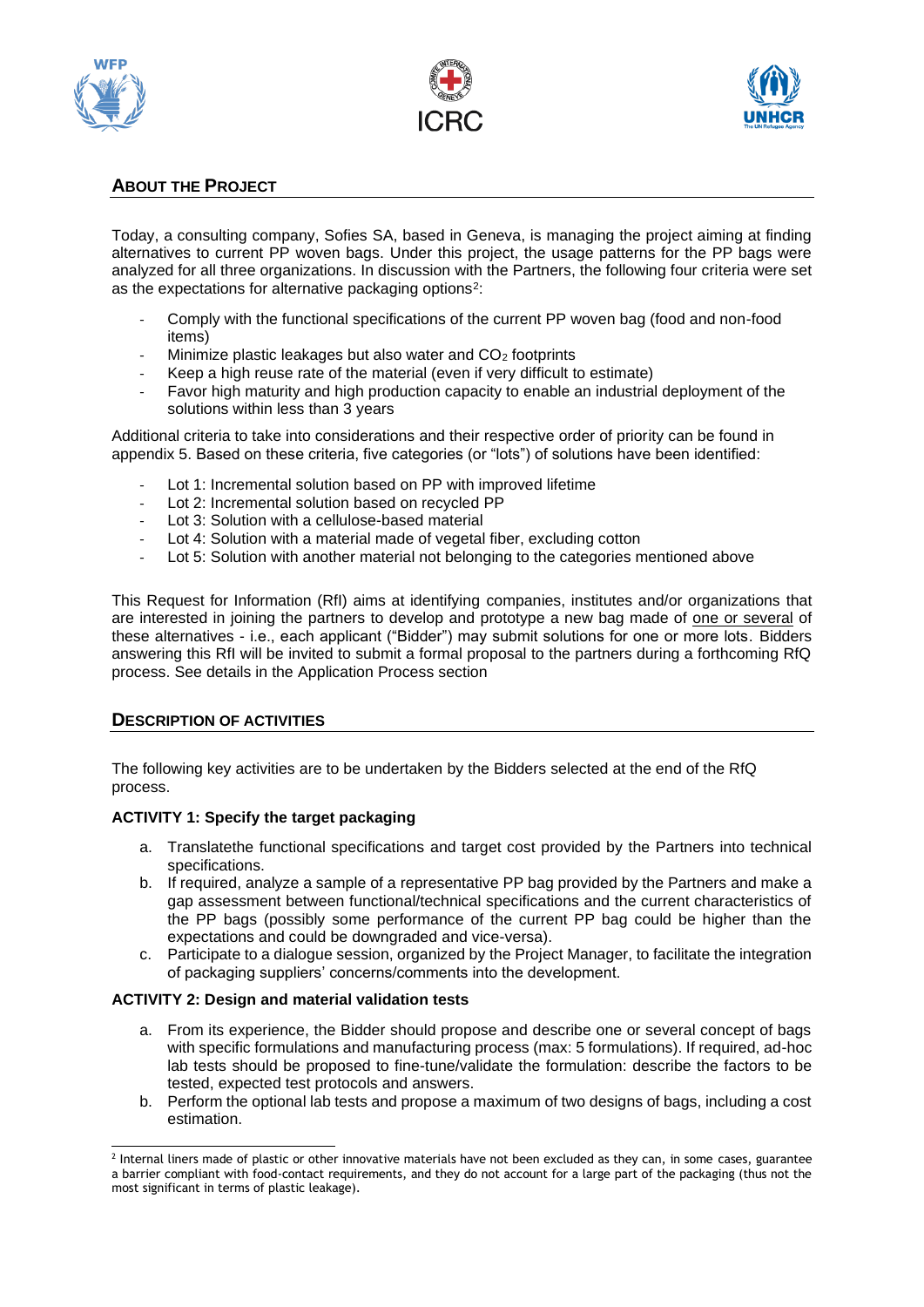## About the Project

Today, a consulting company, Sofies SA, based in Geneva, is managing the project aiming at finding alternatives to current PP woven bags. Under this project, the usage patterns for the PP bags were analyzed for all three organizations. In discussion with the Partners, the following four criteria were set as the expectations for alternative packaging options[2]:

- Comply with the functional specifications of the current PP woven bag (food and non-food items)
- Minimize plastic leakages but also water and $CO_2$ footprints
- Keep a high reuse rate of the material (even if very difficult to estimate)
- Favor high maturity and high production capacity to enable an industrial deployment of the solutions within less than 3 years

Additional criteria to take into considerations and their respective order of priority can be found in appendix 5. Based on these criteria, five categories (or "lots") of solutions have been identified:

- Lot 1: Incremental solution based on PP with improved lifetime
- Lot 2: Incremental solution based on recycled PP
- Lot 3: Solution with a cellulose-based material
- Lot 4: Solution with a material made of vegetal fiber, excluding cotton
- Lot 5: Solution with another material not belonging to the categories mentioned above

This Request for Information (RfI) aims at identifying companies, institutes and/or organizations that are interested in joining the partners to develop and prototype a new bag made of one or several of these alternatives - i.e., each applicant ("Bidder") may submit solutions for one or more lots. Bidders answering this RfI will be invited to submit a formal proposal to the partners during a forthcoming RfQ process. See details in the Application Process section

## Description of Activities

The following key activities are to be undertaken by the Bidders selected at the end of the RfQ process.

**ACTIVITY 1: Specify the target packaging**

a. Translatethe functional specifications and target cost provided by the Partners into technical specifications.
b. If required, analyze a sample of a representative PP bag provided by the Partners and make a gap assessment between functional/technical specifications and the current characteristics of the PP bags (possibly some performance of the current PP bag could be higher than the expectations and could be downgraded and vice-versa).
c. Participate to a dialogue session, organized by the Project Manager, to facilitate the integration of packaging suppliers' concerns/comments into the development.

**ACTIVITY 2: Design and material validation tests**

a. From its experience, the Bidder should propose and describe one or several concept of bags with specific formulations and manufacturing process (max: 5 formulations). If required, ad-hoc lab tests should be proposed to fine-tune/validate the formulation: describe the factors to be tested, expected test protocols and answers.
b. Perform the optional lab tests and propose a maximum of two designs of bags, including a cost estimation.

[2] Internal liners made of plastic or other innovative materials have not been excluded as they can, in some cases, guarantee a barrier compliant with food-contact requirements, and they do not account for a large part of the packaging (thus not the most significant in terms of plastic leakage).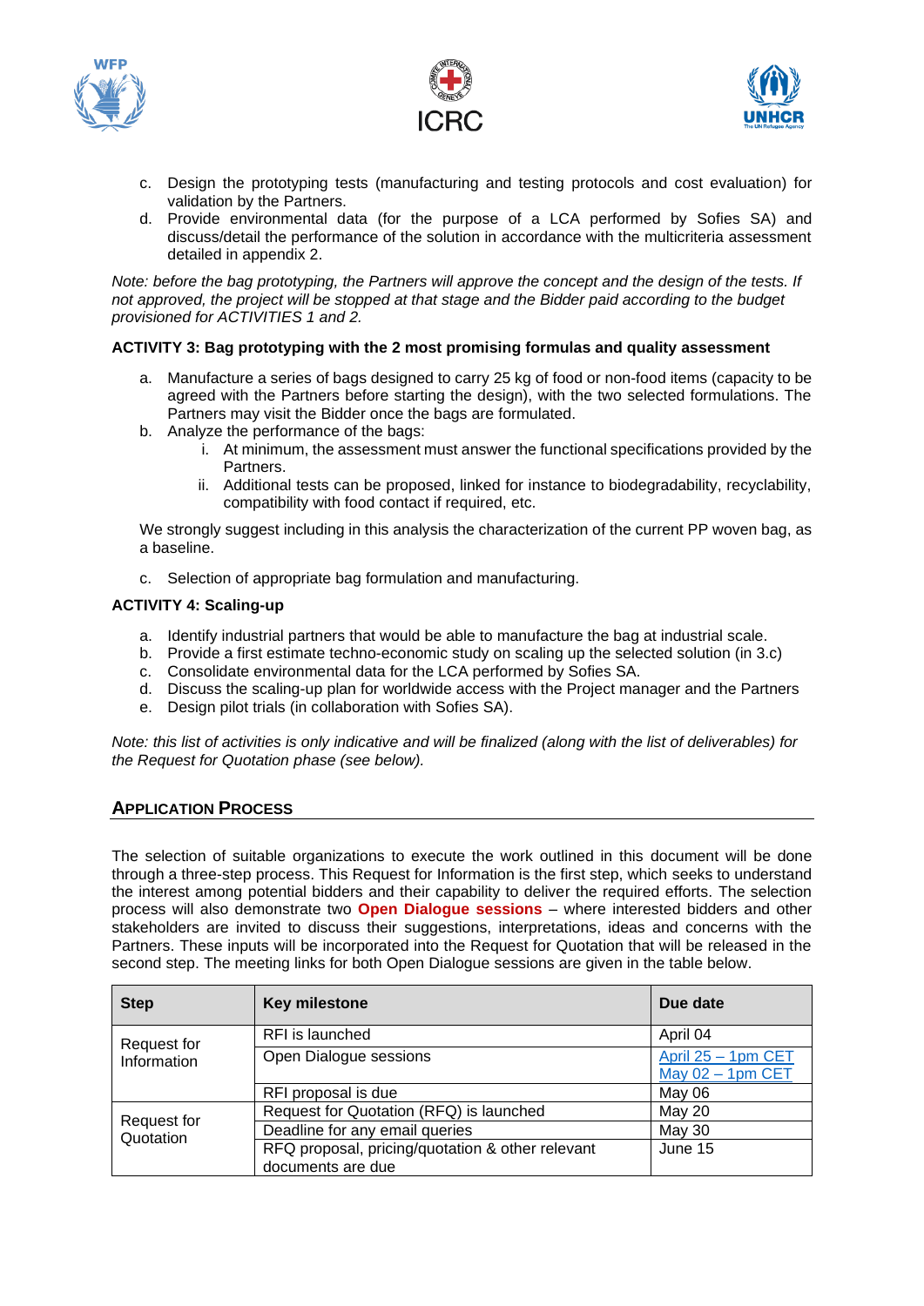c. Design the prototyping tests (manufacturing and testing protocols and cost evaluation) for validation by the Partners.
d. Provide environmental data (for the purpose of a LCA performed by Sofies SA) and discuss/detail the performance of the solution in accordance with the multicriteria assessment detailed in appendix 2.

*Note: before the bag prototyping, the Partners will approve the concept and the design of the tests. If not approved, the project will be stopped at that stage and the Bidder paid according to the budget provisioned for ACTIVITIES 1 and 2.*

**ACTIVITY 3: Bag prototyping with the 2 most promising formulas and quality assessment**

a. Manufacture a series of bags designed to carry 25 kg of food or non-food items (capacity to be agreed with the Partners before starting the design), with the two selected formulations. The Partners may visit the Bidder once the bags are formulated.
b. Analyze the performance of the bags:
    i. At minimum, the assessment must answer the functional specifications provided by the Partners.
    ii. Additional tests can be proposed, linked for instance to biodegradability, recyclability, compatibility with food contact if required, etc.

We strongly suggest including in this analysis the characterization of the current PP woven bag, as a baseline.

c. Selection of appropriate bag formulation and manufacturing.

**ACTIVITY 4: Scaling-up**

a. Identify industrial partners that would be able to manufacture the bag at industrial scale.
b. Provide a first estimate techno-economic study on scaling up the selected solution (in 3.c)
c. Consolidate environmental data for the LCA performed by Sofies SA.
d. Discuss the scaling-up plan for worldwide access with the Project manager and the Partners
e. Design pilot trials (in collaboration with Sofies SA).

*Note: this list of activities is only indicative and will be finalized (along with the list of deliverables) for the Request for Quotation phase (see below).*

## Application Process

The selection of suitable organizations to execute the work outlined in this document will be done through a three-step process. This Request for Information is the first step, which seeks to understand the interest among potential bidders and their capability to deliver the required efforts. The selection process will also demonstrate two **Open Dialogue sessions** – where interested bidders and other stakeholders are invited to discuss their suggestions, interpretations, ideas and concerns with the Partners. These inputs will be incorporated into the Request for Quotation that will be released in the second step. The meeting links for both Open Dialogue sessions are given in the table below.

| Step | Key milestone | Due date |
|---|---|---|
| Request for Information | RFI is launched | April 04 |
| | Open Dialogue sessions | April 25 – 1pm CET<br>May 02 – 1pm CET |
| | RFI proposal is due | May 06 |
| Request for Quotation | Request for Quotation (RFQ) is launched | May 20 |
| | Deadline for any email queries | May 30 |
| | RFQ proposal, pricing/quotation & other relevant documents are due | June 15 |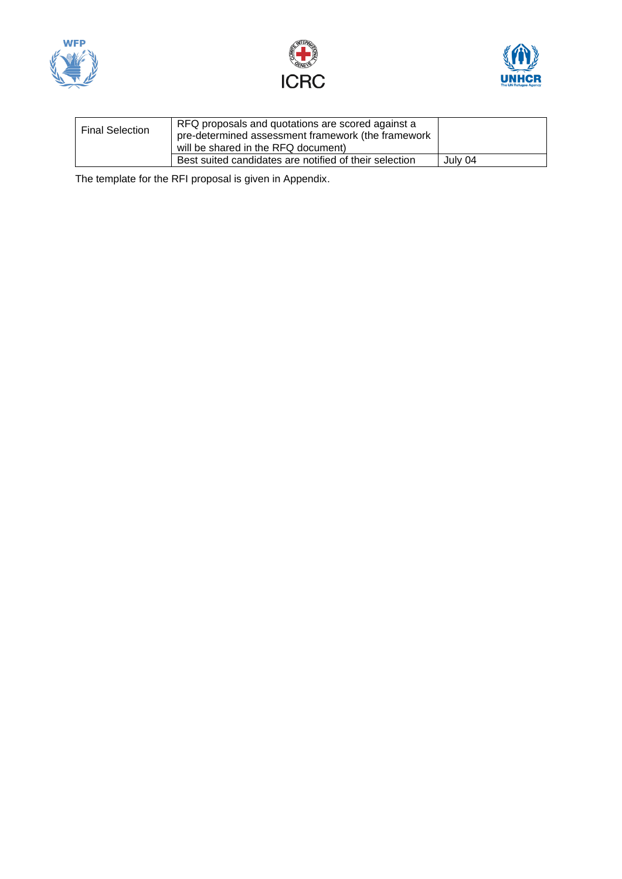| | | |
|---|---|---|
| Final Selection | RFQ proposals and quotations are scored against a pre-determined assessment framework (the framework will be shared in the RFQ document) | |
| | Best suited candidates are notified of their selection | July 04 |

The template for the RFI proposal is given in Appendix.